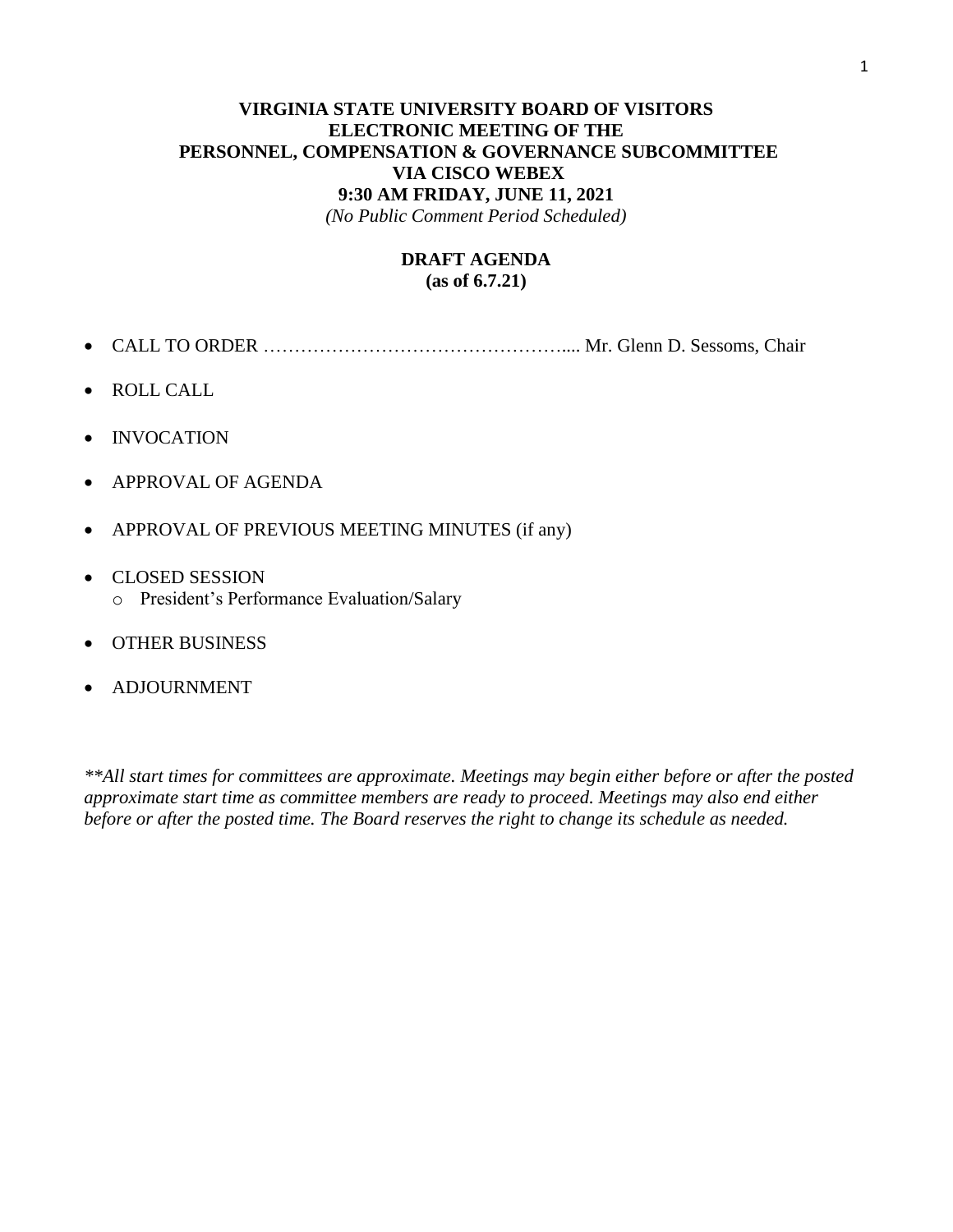**VIRGINIA STATE UNIVERSITY BOARD OF VISITORS**
**ELECTRONIC MEETING OF THE**
**PERSONNEL, COMPENSATION & GOVERNANCE SUBCOMMITTEE**
**VIA CISCO WEBEX**
**9:30 AM FRIDAY, JUNE 11, 2021**
*(No Public Comment Period Scheduled)*

**DRAFT AGENDA**
**(as of 6.7.21)**

- CALL TO ORDER ………………………………………….... Mr. Glenn D. Sessoms, Chair
- ROLL CALL
- INVOCATION
- APPROVAL OF AGENDA
- APPROVAL OF PREVIOUS MEETING MINUTES (if any)
- CLOSED SESSION
  - President's Performance Evaluation/Salary
- OTHER BUSINESS
- ADJOURNMENT

*\*\*All start times for committees are approximate. Meetings may begin either before or after the posted approximate start time as committee members are ready to proceed. Meetings may also end either before or after the posted time. The Board reserves the right to change its schedule as needed.*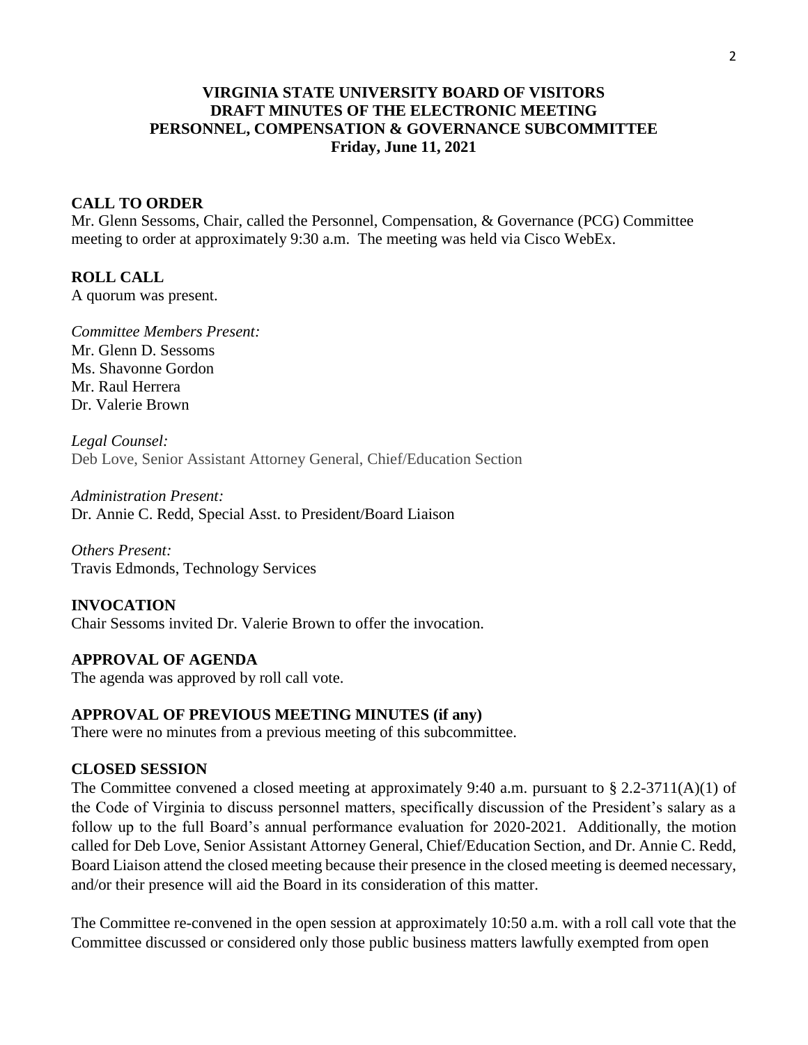# VIRGINIA STATE UNIVERSITY BOARD OF VISITORS
## DRAFT MINUTES OF THE ELECTRONIC MEETING
## PERSONNEL, COMPENSATION & GOVERNANCE SUBCOMMITTEE
**Friday, June 11, 2021**

**CALL TO ORDER**

Mr. Glenn Sessoms, Chair, called the Personnel, Compensation, & Governance (PCG) Committee meeting to order at approximately 9:30 a.m. The meeting was held via Cisco WebEx.

**ROLL CALL**

A quorum was present.

*Committee Members Present:*
Mr. Glenn D. Sessoms
Ms. Shavonne Gordon
Mr. Raul Herrera
Dr. Valerie Brown

*Legal Counsel:*
Deb Love, Senior Assistant Attorney General, Chief/Education Section

*Administration Present:*
Dr. Annie C. Redd, Special Asst. to President/Board Liaison

*Others Present:*
Travis Edmonds, Technology Services

**INVOCATION**

Chair Sessoms invited Dr. Valerie Brown to offer the invocation.

**APPROVAL OF AGENDA**

The agenda was approved by roll call vote.

**APPROVAL OF PREVIOUS MEETING MINUTES (if any)**

There were no minutes from a previous meeting of this subcommittee.

**CLOSED SESSION**

The Committee convened a closed meeting at approximately 9:40 a.m. pursuant to § 2.2-3711(A)(1) of the Code of Virginia to discuss personnel matters, specifically discussion of the President's salary as a follow up to the full Board's annual performance evaluation for 2020-2021. Additionally, the motion called for Deb Love, Senior Assistant Attorney General, Chief/Education Section, and Dr. Annie C. Redd, Board Liaison attend the closed meeting because their presence in the closed meeting is deemed necessary, and/or their presence will aid the Board in its consideration of this matter.

The Committee re-convened in the open session at approximately 10:50 a.m. with a roll call vote that the Committee discussed or considered only those public business matters lawfully exempted from open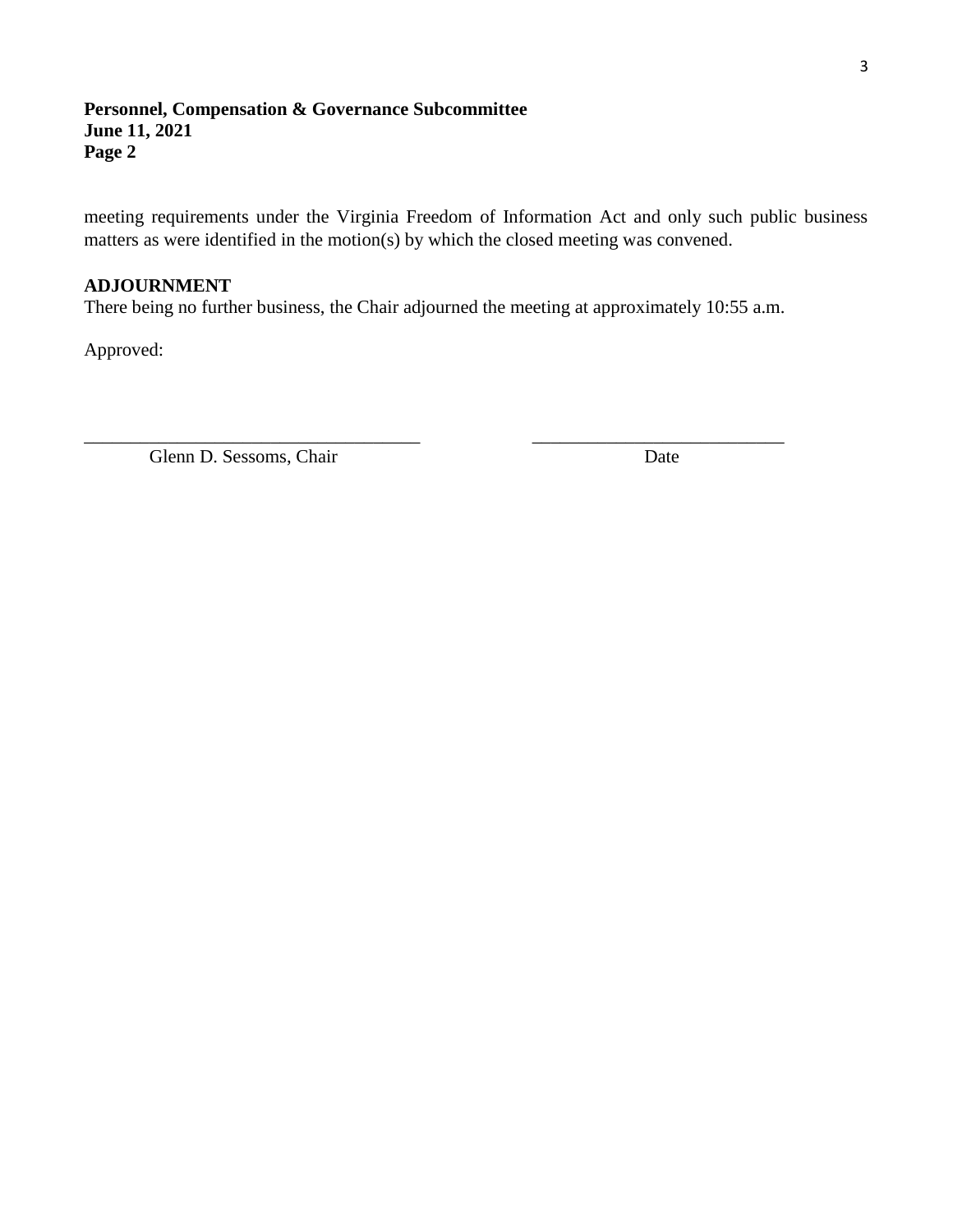meeting requirements under the Virginia Freedom of Information Act and only such public business matters as were identified in the motion(s) by which the closed meeting was convened.

**ADJOURNMENT**

There being no further business, the Chair adjourned the meeting at approximately 10:55 a.m.

Approved:

_____________________________________ _____________________________

Glenn D. Sessoms, Chair Date